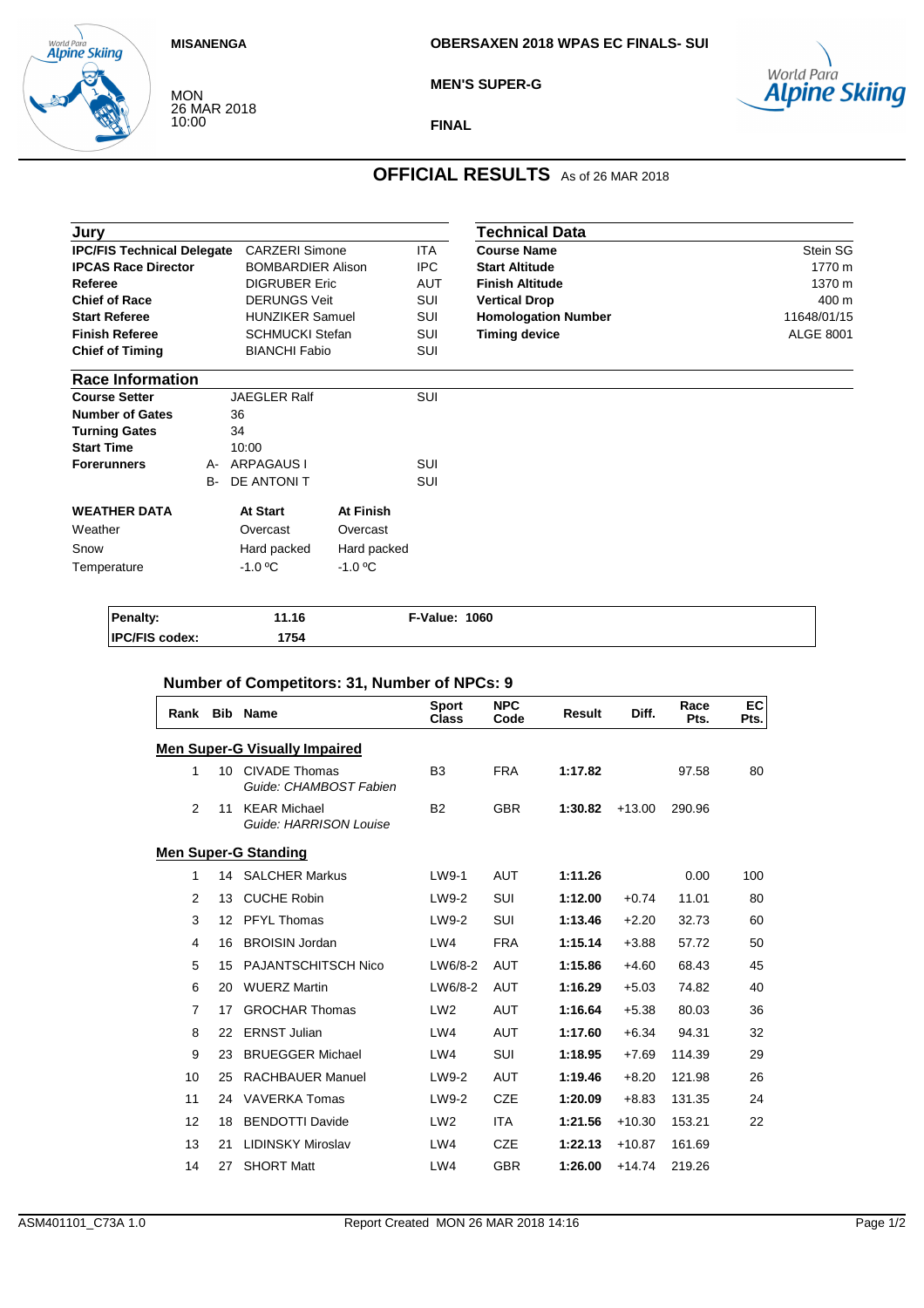MISANENGA

MON
26 MAR 2018
10:00

**OBERSAXEN 2018 WPAS EC FINALS- SUI**

**MEN'S SUPER-G**

**FINAL**

# OFFICIAL RESULTS As of 26 MAR 2018

## Jury

| | | |
|---|---|---|
| **IPC/FIS Technical Delegate** | CARZERI Simone | ITA |
| **IPCAS Race Director** | BOMBARDIER Alison | IPC |
| **Referee** | DIGRUBER Eric | AUT |
| **Chief of Race** | DERUNGS Veit | SUI |
| **Start Referee** | HUNZIKER Samuel | SUI |
| **Finish Referee** | SCHMUCKI Stefan | SUI |
| **Chief of Timing** | BIANCHI Fabio | SUI |

## Technical Data

| | |
|---|---|
| **Course Name** | Stein SG |
| **Start Altitude** | 1770 m |
| **Finish Altitude** | 1370 m |
| **Vertical Drop** | 400 m |
| **Homologation Number** | 11648/01/15 |
| **Timing device** | ALGE 8001 |

## Race Information

| | | |
|---|---|---|
| **Course Setter** | JAEGLER Ralf | SUI |
| **Number of Gates** | 36 | |
| **Turning Gates** | 34 | |
| **Start Time** | 10:00 | |
| **Forerunners** | A- ARPAGAUS I | SUI |
| | B- DE ANTONI T | SUI |

| **WEATHER DATA** | **At Start** | **At Finish** |
|---|---|---|
| Weather | Overcast | Overcast |
| Snow | Hard packed | Hard packed |
| Temperature | -1.0 ºC | -1.0 ºC |

| | | |
|---|---|---|
| **Penalty:** | **11.16** | **F-Value: 1060** |
| **IPC/FIS codex:** | **1754** | |

### Number of Competitors: 31, Number of NPCs: 9

| Rank | Bib | Name | Sport Class | NPC Code | Result | Diff. | Race Pts. | EC Pts. |
|---|---|---|---|---|---|---|---|---|
| **Men Super-G Visually Impaired** | | | | | | | | |
| 1 | 10 | CIVADE Thomas *Guide: CHAMBOST Fabien* | B3 | FRA | **1:17.82** | | 97.58 | 80 |
| 2 | 11 | KEAR Michael *Guide: HARRISON Louise* | B2 | GBR | **1:30.82** | +13.00 | 290.96 | |
| **Men Super-G Standing** | | | | | | | | |
| 1 | 14 | SALCHER Markus | LW9-1 | AUT | **1:11.26** | | 0.00 | 100 |
| 2 | 13 | CUCHE Robin | LW9-2 | SUI | **1:12.00** | +0.74 | 11.01 | 80 |
| 3 | 12 | PFYL Thomas | LW9-2 | SUI | **1:13.46** | +2.20 | 32.73 | 60 |
| 4 | 16 | BROISIN Jordan | LW4 | FRA | **1:15.14** | +3.88 | 57.72 | 50 |
| 5 | 15 | PAJANTSCHITSCH Nico | LW6/8-2 | AUT | **1:15.86** | +4.60 | 68.43 | 45 |
| 6 | 20 | WUERZ Martin | LW6/8-2 | AUT | **1:16.29** | +5.03 | 74.82 | 40 |
| 7 | 17 | GROCHAR Thomas | LW2 | AUT | **1:16.64** | +5.38 | 80.03 | 36 |
| 8 | 22 | ERNST Julian | LW4 | AUT | **1:17.60** | +6.34 | 94.31 | 32 |
| 9 | 23 | BRUEGGER Michael | LW4 | SUI | **1:18.95** | +7.69 | 114.39 | 29 |
| 10 | 25 | RACHBAUER Manuel | LW9-2 | AUT | **1:19.46** | +8.20 | 121.98 | 26 |
| 11 | 24 | VAVERKA Tomas | LW9-2 | CZE | **1:20.09** | +8.83 | 131.35 | 24 |
| 12 | 18 | BENDOTTI Davide | LW2 | ITA | **1:21.56** | +10.30 | 153.21 | 22 |
| 13 | 21 | LIDINSKY Miroslav | LW4 | CZE | **1:22.13** | +10.87 | 161.69 | |
| 14 | 27 | SHORT Matt | LW4 | GBR | **1:26.00** | +14.74 | 219.26 | |

ASM401101_C73A 1.0 Report Created MON 26 MAR 2018 14:16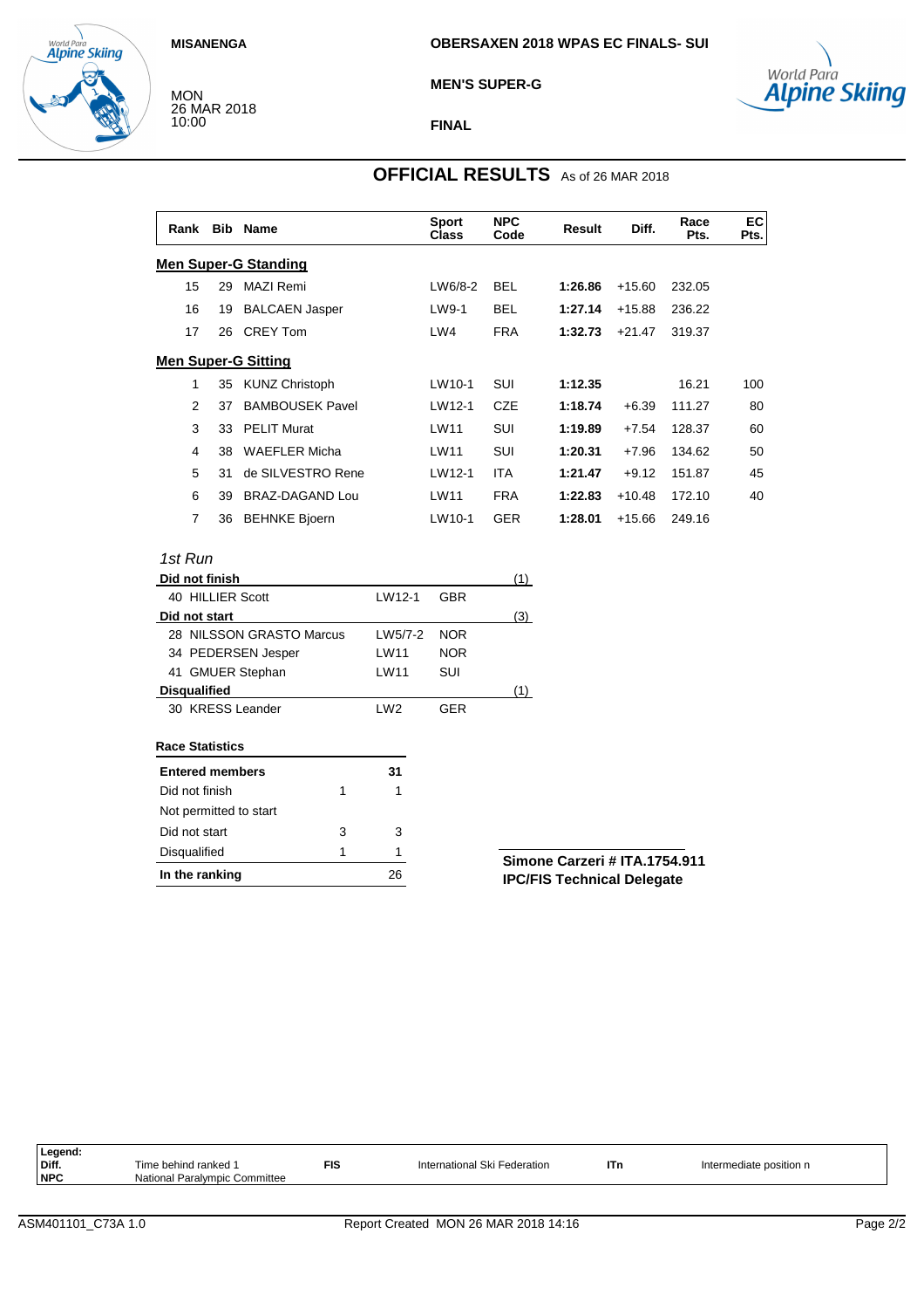MISANENGA

MON
26 MAR 2018
10:00

**OBERSAXEN 2018 WPAS EC FINALS- SUI**

**MEN'S SUPER-G**

**FINAL**

## OFFICIAL RESULTS As of 26 MAR 2018

| Rank | Bib | Name | Sport Class | NPC Code | Result | Diff. | Race Pts. | EC Pts. |
|---|---|---|---|---|---|---|---|---|
| **Men Super-G Standing** | | | | | | | | |
| 15 | 29 | MAZI Remi | LW6/8-2 | BEL | **1:26.86** | +15.60 | 232.05 | |
| 16 | 19 | BALCAEN Jasper | LW9-1 | BEL | **1:27.14** | +15.88 | 236.22 | |
| 17 | 26 | CREY Tom | LW4 | FRA | **1:32.73** | +21.47 | 319.37 | |
| **Men Super-G Sitting** | | | | | | | | |
| 1 | 35 | KUNZ Christoph | LW10-1 | SUI | **1:12.35** | | 16.21 | 100 |
| 2 | 37 | BAMBOUSEK Pavel | LW12-1 | CZE | **1:18.74** | +6.39 | 111.27 | 80 |
| 3 | 33 | PELIT Murat | LW11 | SUI | **1:19.89** | +7.54 | 128.37 | 60 |
| 4 | 38 | WAEFLER Micha | LW11 | SUI | **1:20.31** | +7.96 | 134.62 | 50 |
| 5 | 31 | de SILVESTRO Rene | LW12-1 | ITA | **1:21.47** | +9.12 | 151.87 | 45 |
| 6 | 39 | BRAZ-DAGAND Lou | LW11 | FRA | **1:22.83** | +10.48 | 172.10 | 40 |
| 7 | 36 | BEHNKE Bjoern | LW10-1 | GER | **1:28.01** | +15.66 | 249.16 | |

*1st Run*

| Bib Name | Sport Class | NPC Code | |
|---|---|---|---|
| **Did not finish** | | | (1) |
| 40 HILLIER Scott | LW12-1 | GBR | |
| **Did not start** | | | (3) |
| 28 NILSSON GRASTO Marcus | LW5/7-2 | NOR | |
| 34 PEDERSEN Jesper | LW11 | NOR | |
| 41 GMUER Stephan | LW11 | SUI | |
| **Disqualified** | | | (1) |
| 30 KRESS Leander | LW2 | GER | |

**Race Statistics**

| | | |
|---|---|---|
| **Entered members** | | **31** |
| Did not finish | 1 | 1 |
| Not permitted to start | | |
| Did not start | 3 | 3 |
| Disqualified | 1 | 1 |
| **In the ranking** | | 26 |

**Simone Carzeri # ITA.1754.911**
**IPC/FIS Technical Delegate**

| Legend: | | | | | |
|---|---|---|---|---|---|
| **Diff.** | Time behind ranked 1 | **FIS** | International Ski Federation | **ITn** | Intermediate position n |
| **NPC** | National Paralympic Committee | | | | |

ASM401101_C73A 1.0 Report Created MON 26 MAR 2018 14:16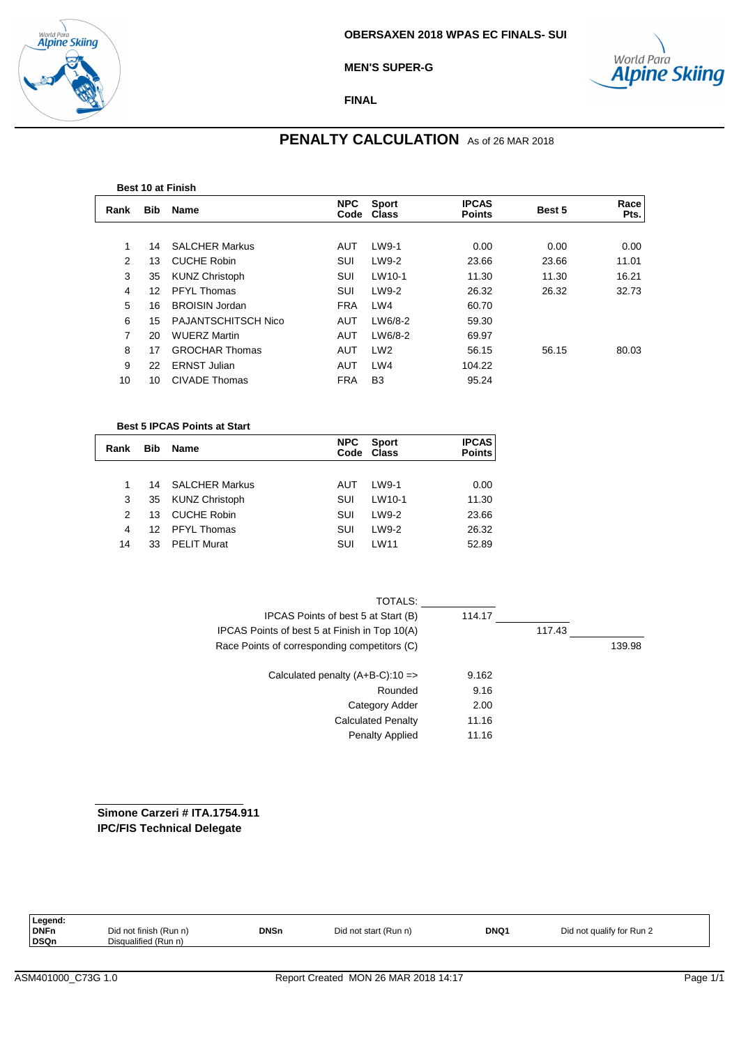**OBERSAXEN 2018 WPAS EC FINALS- SUI**

**MEN'S SUPER-G**

**FINAL**

# PENALTY CALCULATION As of 26 MAR 2018

**Best 10 at Finish**

| Rank | Bib | Name | NPC Code | Sport Class | IPCAS Points | Best 5 | Race Pts. |
|---|---|---|---|---|---|---|---|
| 1 | 14 | SALCHER Markus | AUT | LW9-1 | 0.00 | 0.00 | 0.00 |
| 2 | 13 | CUCHE Robin | SUI | LW9-2 | 23.66 | 23.66 | 11.01 |
| 3 | 35 | KUNZ Christoph | SUI | LW10-1 | 11.30 | 11.30 | 16.21 |
| 4 | 12 | PFYL Thomas | SUI | LW9-2 | 26.32 | 26.32 | 32.73 |
| 5 | 16 | BROISIN Jordan | FRA | LW4 | 60.70 | | |
| 6 | 15 | PAJANTSCHITSCH Nico | AUT | LW6/8-2 | 59.30 | | |
| 7 | 20 | WUERZ Martin | AUT | LW6/8-2 | 69.97 | | |
| 8 | 17 | GROCHAR Thomas | AUT | LW2 | 56.15 | 56.15 | 80.03 |
| 9 | 22 | ERNST Julian | AUT | LW4 | 104.22 | | |
| 10 | 10 | CIVADE Thomas | FRA | B3 | 95.24 | | |

**Best 5 IPCAS Points at Start**

| Rank | Bib | Name | NPC Code | Sport Class | IPCAS Points |
|---|---|---|---|---|---|
| 1 | 14 | SALCHER Markus | AUT | LW9-1 | 0.00 |
| 3 | 35 | KUNZ Christoph | SUI | LW10-1 | 11.30 |
| 2 | 13 | CUCHE Robin | SUI | LW9-2 | 23.66 |
| 4 | 12 | PFYL Thomas | SUI | LW9-2 | 26.32 |
| 14 | 33 | PELIT Murat | SUI | LW11 | 52.89 |

| TOTALS: | | | |
|---|---|---|---|
| IPCAS Points of best 5 at Start (B) | 114.17 | | |
| IPCAS Points of best 5 at Finish in Top 10(A) | | 117.43 | |
| Race Points of corresponding competitors (C) | | | 139.98 |
| Calculated penalty (A+B-C):10 => | 9.162 | | |
| Rounded | 9.16 | | |
| Category Adder | 2.00 | | |
| Calculated Penalty | 11.16 | | |
| Penalty Applied | 11.16 | | |

**Simone Carzeri # ITA.1754.911**
**IPC/FIS Technical Delegate**

| Legend: | | | | | |
|---|---|---|---|---|---|
| DNFn | Did not finish (Run n) | DNSn | Did not start (Run n) | DNQ1 | Did not qualify for Run 2 |
| DSQn | Disqualified (Run n) | | | | |

ASM401000_C73G 1.0 Report Created MON 26 MAR 2018 14:17